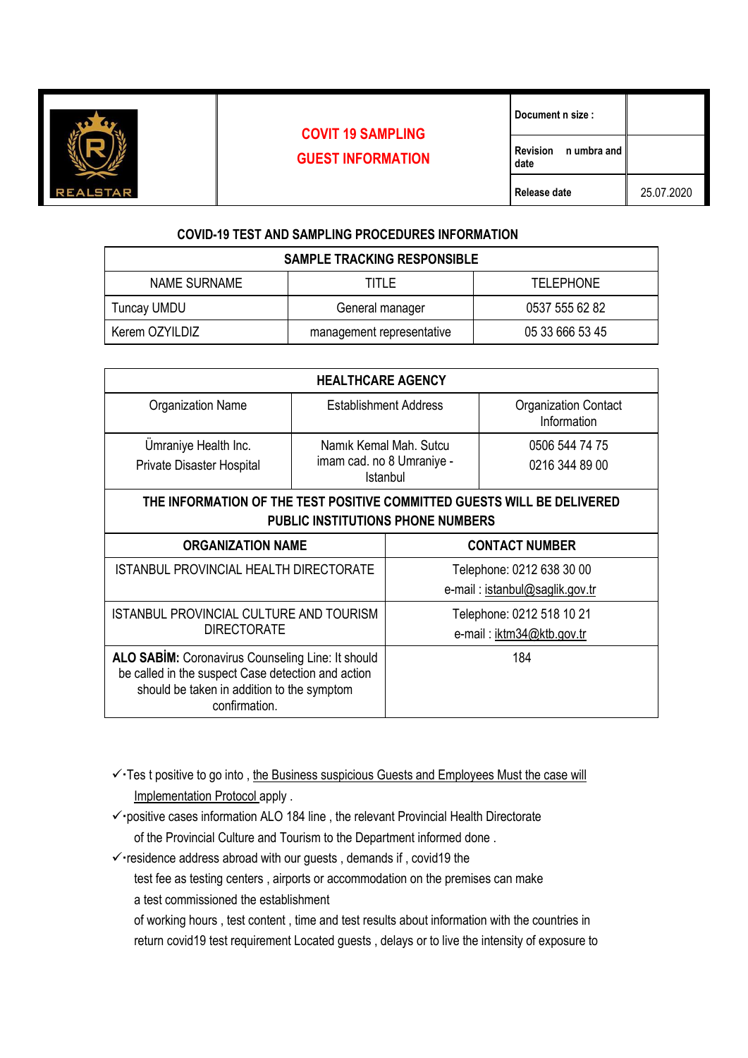| REALSTAR | COVIT 19 SAMPLING<br>GUEST INFORMATION | Document n size : | |
|---|---|---|---|
| | | Revision n umbra and date | |
| | | Release date | 25.07.2020 |

### COVID-19 TEST AND SAMPLING PROCEDURES INFORMATION

| SAMPLE TRACKING RESPONSIBLE | | |
|---|---|---|
| NAME SURNAME | TITLE | TELEPHONE |
| Tuncay UMDU | General manager | 0537 555 62 82 |
| Kerem OZYILDIZ | management representative | 05 33 666 53 45 |

| HEALTHCARE AGENCY | | |
|---|---|---|
| Organization Name | Establishment Address | Organization Contact Information |
| Ümraniye Health Inc.<br>Private Disaster Hospital | Namık Kemal Mah. Sutcu imam cad. no 8 Umraniye - Istanbul | 0506 544 74 75<br>0216 344 89 00 |

| THE INFORMATION OF THE TEST POSITIVE COMMITTED GUESTS WILL BE DELIVERED PUBLIC INSTITUTIONS PHONE NUMBERS | |
|---|---|
| **ORGANIZATION NAME** | **CONTACT NUMBER** |
| ISTANBUL PROVINCIAL HEALTH DIRECTORATE | Telephone: 0212 638 30 00<br>e-mail : istanbul@saglik.gov.tr |
| ISTANBUL PROVINCIAL CULTURE AND TOURISM DIRECTORATE | Telephone: 0212 518 10 21<br>e-mail : iktm34@ktb.gov.tr |
| **ALO SABİM:** Coronavirus Counseling Line: It should be called in the suspect Case detection and action should be taken in addition to the symptom confirmation. | 184 |

- ✓ ·Tes t positive to go into , the Business suspicious Guests and Employees Must the case will Implementation Protocol apply .
- ✓ ·positive cases information ALO 184 line , the relevant Provincial Health Directorate of the Provincial Culture and Tourism to the Department informed done .
- ✓ ·residence address abroad with our guests , demands if , covid19 the test fee as testing centers , airports or accommodation on the premises can make a test commissioned the establishment of working hours , test content , time and test results about information with the countries in return covid19 test requirement Located guests , delays or to live the intensity of exposure to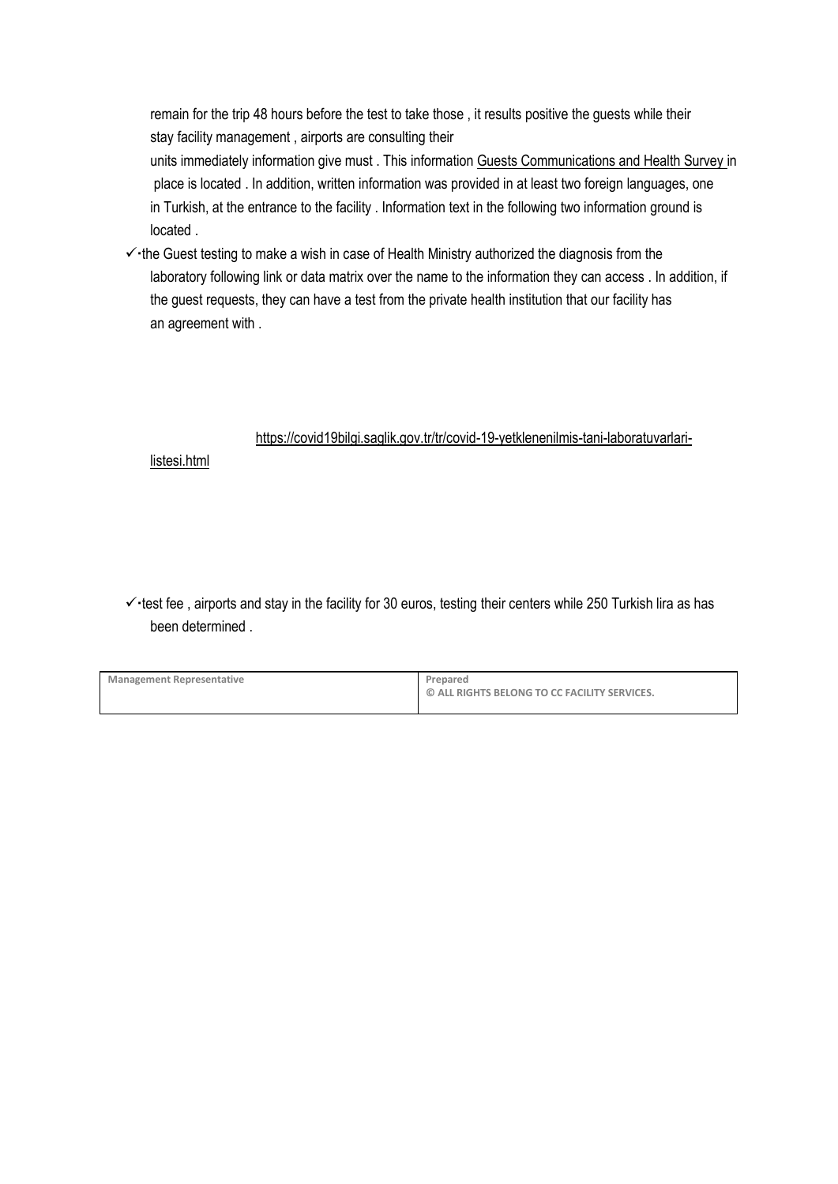remain for the trip 48 hours before the test to take those , it results positive the guests while their stay facility management , airports are consulting their units immediately information give must . This information Guests Communications and Health Survey in place is located . In addition, written information was provided in at least two foreign languages, one in Turkish, at the entrance to the facility . Information text in the following two information ground is located .

- ✓·the Guest testing to make a wish in case of Health Ministry authorized the diagnosis from the laboratory following link or data matrix over the name to the information they can access . In addition, if the guest requests, they can have a test from the private health institution that our facility has an agreement with .

https://covid19bilgi.saglik.gov.tr/tr/covid-19-yetklenenilmis-tani-laboratuvarlari-listesi.html

- ✓·test fee , airports and stay in the facility for 30 euros, testing their centers while 250 Turkish lira as has been determined .

| | |
|---|---|
| Management Representative | Prepared<br>© ALL RIGHTS BELONG TO CC FACILITY SERVICES. |